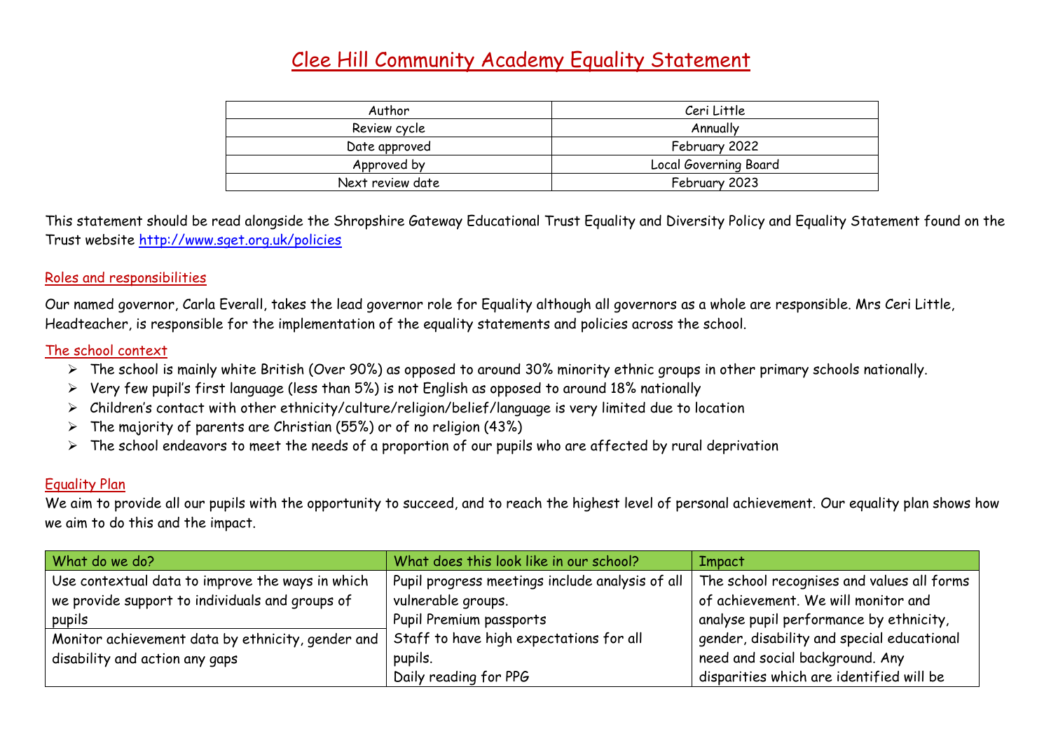# Clee Hill Community Academy Equality Statement

| Author | Ceri Little |
| --- | --- |
| Review cycle | Annually |
| Date approved | February 2022 |
| Approved by | Local Governing Board |
| Next review date | February 2023 |

This statement should be read alongside the Shropshire Gateway Educational Trust Equality and Diversity Policy and Equality Statement found on the Trust website http://www.sget.org.uk/policies

## Roles and responsibilities

Our named governor, Carla Everall, takes the lead governor role for Equality although all governors as a whole are responsible. Mrs Ceri Little, Headteacher, is responsible for the implementation of the equality statements and policies across the school.

## The school context

- The school is mainly white British (Over 90%) as opposed to around 30% minority ethnic groups in other primary schools nationally.
- Very few pupil's first language (less than 5%) is not English as opposed to around 18% nationally
- Children's contact with other ethnicity/culture/religion/belief/language is very limited due to location
- The majority of parents are Christian (55%) or of no religion (43%)
- The school endeavors to meet the needs of a proportion of our pupils who are affected by rural deprivation

## Equality Plan

We aim to provide all our pupils with the opportunity to succeed, and to reach the highest level of personal achievement. Our equality plan shows how we aim to do this and the impact.

| What do we do? | What does this look like in our school? | Impact |
| --- | --- | --- |
| Use contextual data to improve the ways in which we provide support to individuals and groups of pupils | Pupil progress meetings include analysis of all vulnerable groups.<br>Pupil Premium passports<br>Staff to have high expectations for all pupils.<br>Daily reading for PPG | The school recognises and values all forms of achievement. We will monitor and analyse pupil performance by ethnicity, gender, disability and special educational need and social background. Any disparities which are identified will be |
| Monitor achievement data by ethnicity, gender and disability and action any gaps | | |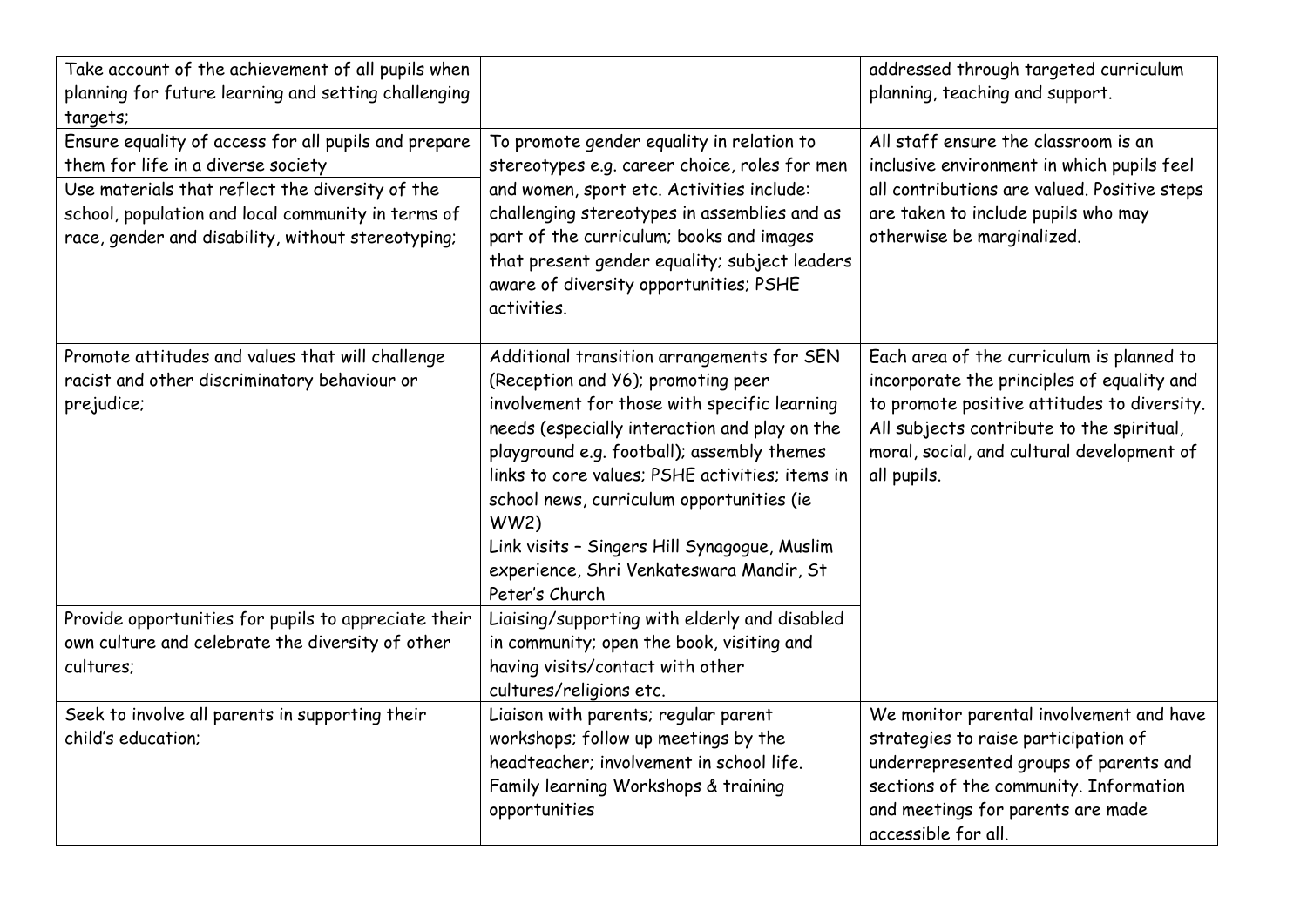| | | |
|---|---|---|
| Take account of the achievement of all pupils when planning for future learning and setting challenging targets; | | addressed through targeted curriculum planning, teaching and support. |
| Ensure equality of access for all pupils and prepare them for life in a diverse society<br>Use materials that reflect the diversity of the school, population and local community in terms of race, gender and disability, without stereotyping; | To promote gender equality in relation to stereotypes e.g. career choice, roles for men and women, sport etc. Activities include: challenging stereotypes in assemblies and as part of the curriculum; books and images that present gender equality; subject leaders aware of diversity opportunities; PSHE activities. | All staff ensure the classroom is an inclusive environment in which pupils feel all contributions are valued. Positive steps are taken to include pupils who may otherwise be marginalized. |
| Promote attitudes and values that will challenge racist and other discriminatory behaviour or prejudice; | Additional transition arrangements for SEN (Reception and Y6); promoting peer involvement for those with specific learning needs (especially interaction and play on the playground e.g. football); assembly themes links to core values; PSHE activities; items in school news, curriculum opportunities (ie WW2)<br>Link visits – Singers Hill Synagogue, Muslim experience, Shri Venkateswara Mandir, St Peter's Church | Each area of the curriculum is planned to incorporate the principles of equality and to promote positive attitudes to diversity. All subjects contribute to the spiritual, moral, social, and cultural development of all pupils. |
| Provide opportunities for pupils to appreciate their own culture and celebrate the diversity of other cultures; | Liaising/supporting with elderly and disabled in community; open the book, visiting and having visits/contact with other cultures/religions etc. | |
| Seek to involve all parents in supporting their child's education; | Liaison with parents; regular parent workshops; follow up meetings by the headteacher; involvement in school life. Family learning Workshops & training opportunities | We monitor parental involvement and have strategies to raise participation of underrepresented groups of parents and sections of the community. Information and meetings for parents are made accessible for all. |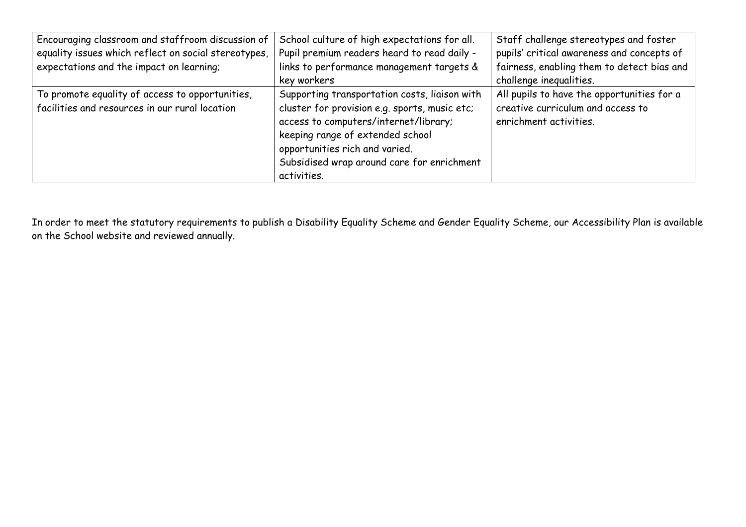| | | |
|---|---|---|
| Encouraging classroom and staffroom discussion of equality issues which reflect on social stereotypes, expectations and the impact on learning; | School culture of high expectations for all. Pupil premium readers heard to read daily - links to performance management targets & key workers | Staff challenge stereotypes and foster pupils' critical awareness and concepts of fairness, enabling them to detect bias and challenge inequalities. |
| To promote equality of access to opportunities, facilities and resources in our rural location | Supporting transportation costs, liaison with cluster for provision e.g. sports, music etc; access to computers/internet/library; keeping range of extended school opportunities rich and varied. Subsidised wrap around care for enrichment activities. | All pupils to have the opportunities for a creative curriculum and access to enrichment activities. |

In order to meet the statutory requirements to publish a Disability Equality Scheme and Gender Equality Scheme, our Accessibility Plan is available on the School website and reviewed annually.